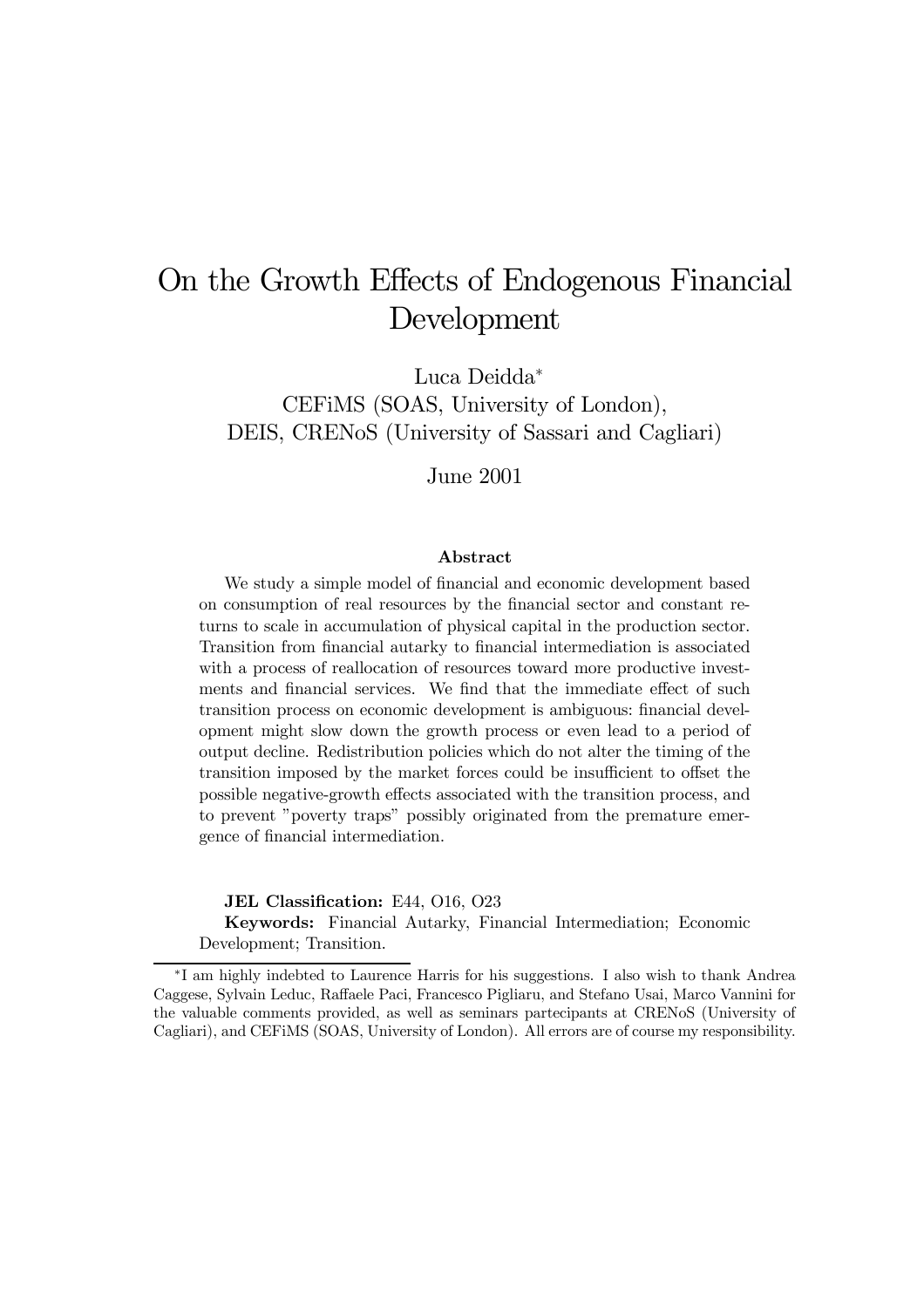# On the Growth Effects of Endogenous Financial Development

Luca Deidda*

CEFiMS (SOAS, University of London),
DEIS, CRENoS (University of Sassari and Cagliari)

June 2001

### Abstract

We study a simple model of financial and economic development based on consumption of real resources by the financial sector and constant returns to scale in accumulation of physical capital in the production sector. Transition from financial autarky to financial intermediation is associated with a process of reallocation of resources toward more productive investments and financial services. We find that the immediate effect of such transition process on economic development is ambiguous: financial development might slow down the growth process or even lead to a period of output decline. Redistribution policies which do not alter the timing of the transition imposed by the market forces could be insufficient to offset the possible negative-growth effects associated with the transition process, and to prevent "poverty traps" possibly originated from the premature emergence of financial intermediation.

**JEL Classification:** E44, O16, O23

**Keywords:** Financial Autarky, Financial Intermediation; Economic Development; Transition.

---

*I am highly indebted to Laurence Harris for his suggestions. I also wish to thank Andrea Caggese, Sylvain Leduc, Raffaele Paci, Francesco Pigliaru, and Stefano Usai, Marco Vannini for the valuable comments provided, as well as seminars partecipants at CRENoS (University of Cagliari), and CEFiMS (SOAS, University of London). All errors are of course my responsibility.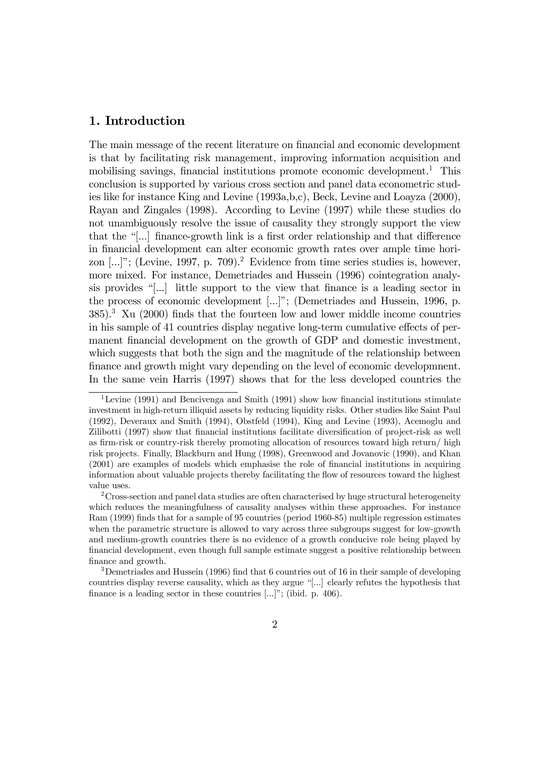## 1. Introduction

The main message of the recent literature on financial and economic development is that by facilitating risk management, improving information acquisition and mobilising savings, financial institutions promote economic development.[1] This conclusion is supported by various cross section and panel data econometric studies like for instance King and Levine (1993a,b,c), Beck, Levine and Loayza (2000), Rayan and Zingales (1998). According to Levine (1997) while these studies do not unambiguously resolve the issue of causality they strongly support the view that the "[...] finance-growth link is a first order relationship and that difference in financial development can alter economic growth rates over ample time horizon [...]"; (Levine, 1997, p. 709).[2] Evidence from time series studies is, however, more mixed. For instance, Demetriades and Hussein (1996) cointegration analysis provides "[...] little support to the view that finance is a leading sector in the process of economic development [...]"; (Demetriades and Hussein, 1996, p. 385).[3] Xu (2000) finds that the fourteen low and lower middle income countries in his sample of 41 countries display negative long-term cumulative effects of permanent financial development on the growth of GDP and domestic investment, which suggests that both the sign and the magnitude of the relationship between finance and growth might vary depending on the level of economic developmnent. In the same vein Harris (1997) shows that for the less developed countries the

---

[1] Levine (1991) and Bencivenga and Smith (1991) show how financial institutions stimulate investment in high-return illiquid assets by reducing liquidity risks. Other studies like Saint Paul (1992), Deveraux and Smith (1994), Obstfeld (1994), King and Levine (1993), Acemoglu and Zilibotti (1997) show that financial institutions facilitate diversification of project-risk as well as firm-risk or country-risk thereby promoting allocation of resources toward high return/ high risk projects. Finally, Blackburn and Hung (1998), Greenwood and Jovanovic (1990), and Khan (2001) are examples of models which emphasise the role of financial institutions in acquiring information about valuable projects thereby facilitating the flow of resources toward the highest value uses.

[2] Cross-section and panel data studies are often characterised by huge structural heterogeneity which reduces the meaningfulness of causality analyses within these approaches. For instance Ram (1999) finds that for a sample of 95 countries (period 1960-85) multiple regression estimates when the parametric structure is allowed to vary across three subgroups suggest for low-growth and medium-growth countries there is no evidence of a growth conducive role being played by financial development, even though full sample estimate suggest a positive relationship between finance and growth.

[3] Demetriades and Hussein (1996) find that 6 countries out of 16 in their sample of developing countries display reverse causality, which as they argue "[...] clearly refutes the hypothesis that finance is a leading sector in these countries [...]"; (ibid. p. 406).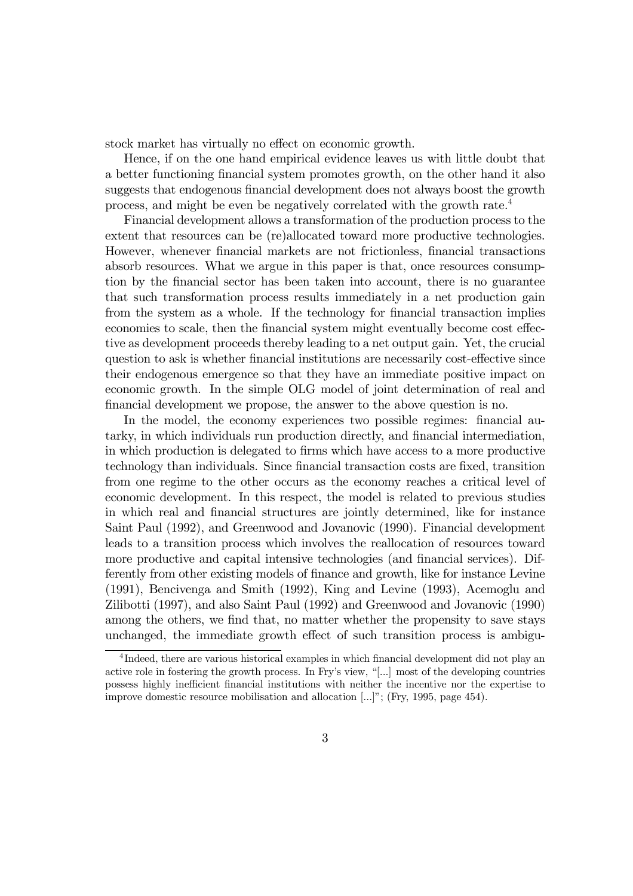stock market has virtually no effect on economic growth.

Hence, if on the one hand empirical evidence leaves us with little doubt that a better functioning financial system promotes growth, on the other hand it also suggests that endogenous financial development does not always boost the growth process, and might be even be negatively correlated with the growth rate.[4]

Financial development allows a transformation of the production process to the extent that resources can be (re)allocated toward more productive technologies. However, whenever financial markets are not frictionless, financial transactions absorb resources. What we argue in this paper is that, once resources consumption by the financial sector has been taken into account, there is no guarantee that such transformation process results immediately in a net production gain from the system as a whole. If the technology for financial transaction implies economies to scale, then the financial system might eventually become cost effective as development proceeds thereby leading to a net output gain. Yet, the crucial question to ask is whether financial institutions are necessarily cost-effective since their endogenous emergence so that they have an immediate positive impact on economic growth. In the simple OLG model of joint determination of real and financial development we propose, the answer to the above question is no.

In the model, the economy experiences two possible regimes: financial autarky, in which individuals run production directly, and financial intermediation, in which production is delegated to firms which have access to a more productive technology than individuals. Since financial transaction costs are fixed, transition from one regime to the other occurs as the economy reaches a critical level of economic development. In this respect, the model is related to previous studies in which real and financial structures are jointly determined, like for instance Saint Paul (1992), and Greenwood and Jovanovic (1990). Financial development leads to a transition process which involves the reallocation of resources toward more productive and capital intensive technologies (and financial services). Differently from other existing models of finance and growth, like for instance Levine (1991), Bencivenga and Smith (1992), King and Levine (1993), Acemoglu and Zilibotti (1997), and also Saint Paul (1992) and Greenwood and Jovanovic (1990) among the others, we find that, no matter whether the propensity to save stays unchanged, the immediate growth effect of such transition process is ambigu-

[4] Indeed, there are various historical examples in which financial development did not play an active role in fostering the growth process. In Fry's view, "[...] most of the developing countries possess highly inefficient financial institutions with neither the incentive nor the expertise to improve domestic resource mobilisation and allocation [...]"; (Fry, 1995, page 454).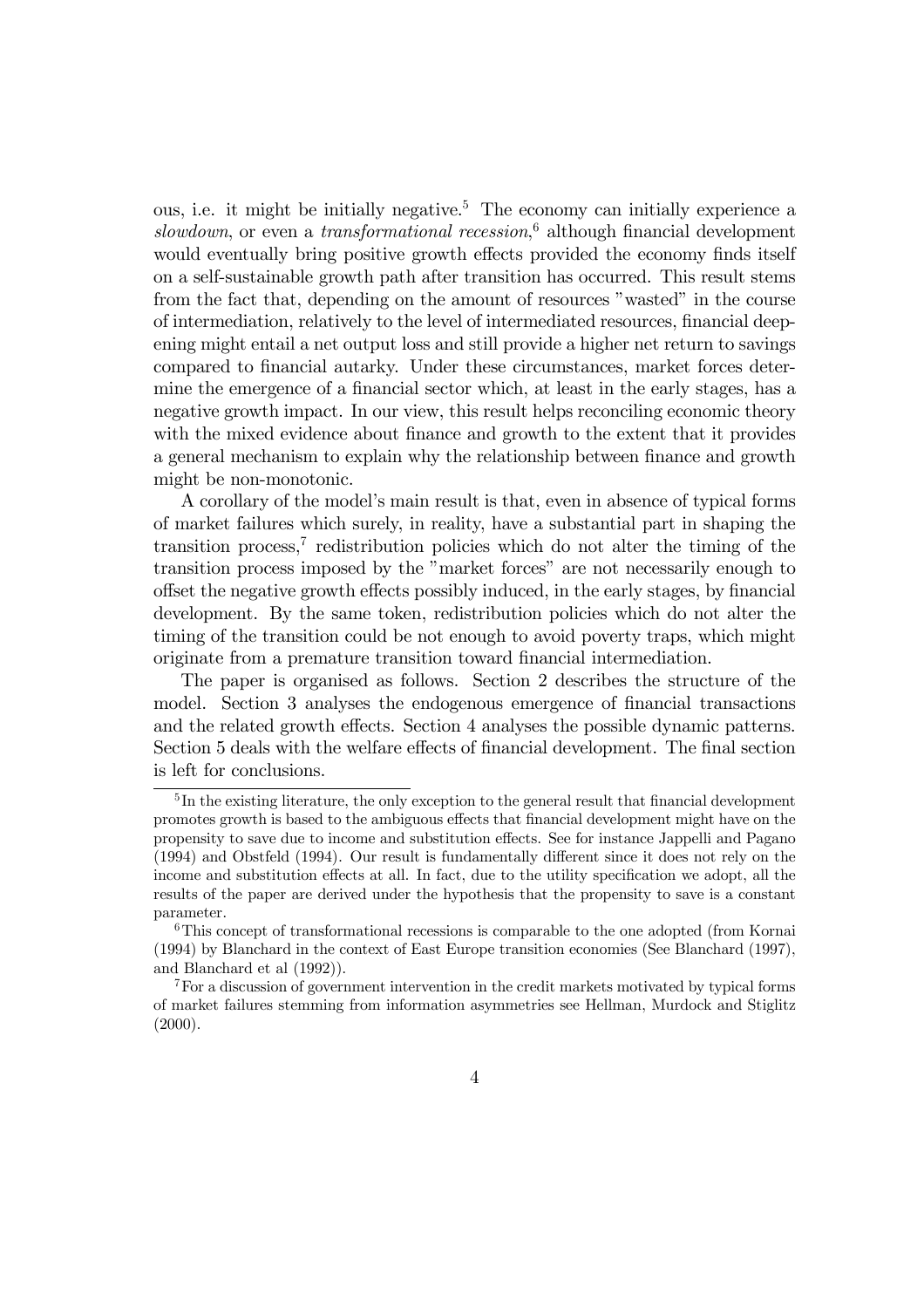ous, i.e. it might be initially negative.[5] The economy can initially experience a *slowdown*, or even a *transformational recession*,[6] although financial development would eventually bring positive growth effects provided the economy finds itself on a self-sustainable growth path after transition has occurred. This result stems from the fact that, depending on the amount of resources "wasted" in the course of intermediation, relatively to the level of intermediated resources, financial deepening might entail a net output loss and still provide a higher net return to savings compared to financial autarky. Under these circumstances, market forces determine the emergence of a financial sector which, at least in the early stages, has a negative growth impact. In our view, this result helps reconciling economic theory with the mixed evidence about finance and growth to the extent that it provides a general mechanism to explain why the relationship between finance and growth might be non-monotonic.

A corollary of the model's main result is that, even in absence of typical forms of market failures which surely, in reality, have a substantial part in shaping the transition process,[7] redistribution policies which do not alter the timing of the transition process imposed by the "market forces" are not necessarily enough to offset the negative growth effects possibly induced, in the early stages, by financial development. By the same token, redistribution policies which do not alter the timing of the transition could be not enough to avoid poverty traps, which might originate from a premature transition toward financial intermediation.

The paper is organised as follows. Section 2 describes the structure of the model. Section 3 analyses the endogenous emergence of financial transactions and the related growth effects. Section 4 analyses the possible dynamic patterns. Section 5 deals with the welfare effects of financial development. The final section is left for conclusions.

---

[5] In the existing literature, the only exception to the general result that financial development promotes growth is based to the ambiguous effects that financial development might have on the propensity to save due to income and substitution effects. See for instance Jappelli and Pagano (1994) and Obstfeld (1994). Our result is fundamentally different since it does not rely on the income and substitution effects at all. In fact, due to the utility specification we adopt, all the results of the paper are derived under the hypothesis that the propensity to save is a constant parameter.

[6] This concept of transformational recessions is comparable to the one adopted (from Kornai (1994) by Blanchard in the context of East Europe transition economies (See Blanchard (1997), and Blanchard et al (1992)).

[7] For a discussion of government intervention in the credit markets motivated by typical forms of market failures stemming from information asymmetries see Hellman, Murdock and Stiglitz (2000).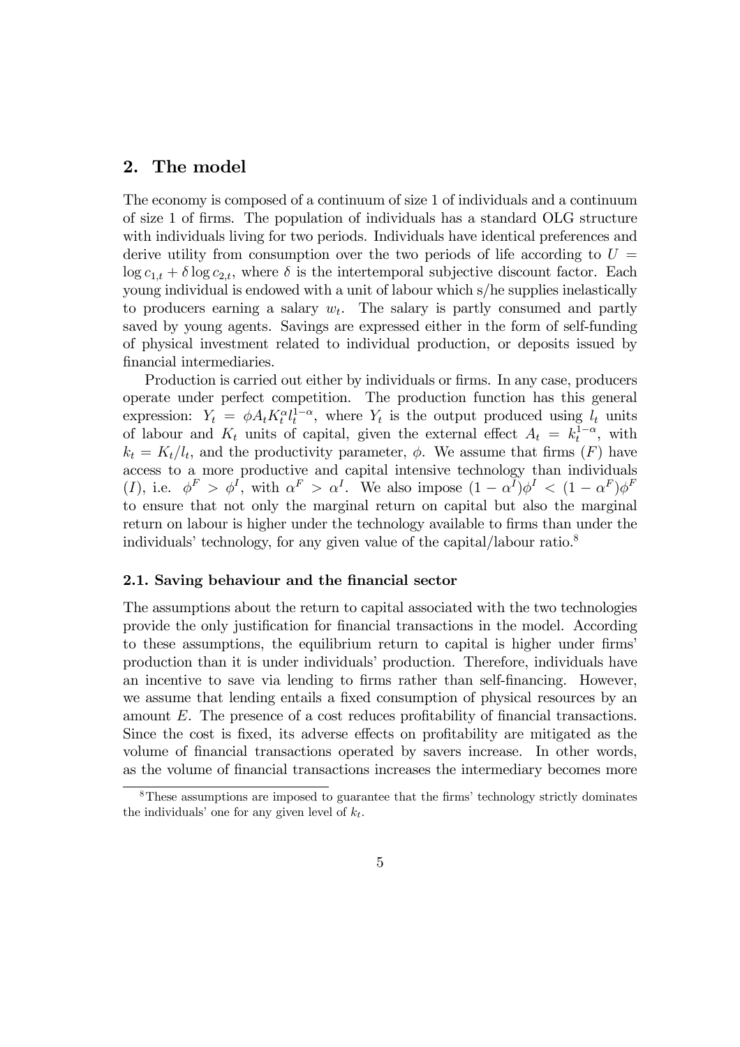## 2. The model

The economy is composed of a continuum of size 1 of individuals and a continuum of size 1 of firms. The population of individuals has a standard OLG structure with individuals living for two periods. Individuals have identical preferences and derive utility from consumption over the two periods of life according to $U = \log c_{1,t} + \delta \log c_{2,t}$, where $\delta$ is the intertemporal subjective discount factor. Each young individual is endowed with a unit of labour which s/he supplies inelastically to producers earning a salary $w_t$. The salary is partly consumed and partly saved by young agents. Savings are expressed either in the form of self-funding of physical investment related to individual production, or deposits issued by financial intermediaries.

Production is carried out either by individuals or firms. In any case, producers operate under perfect competition. The production function has this general expression: $Y_t = \phi A_t K_t^{\alpha} l_t^{1-\alpha}$, where $Y_t$ is the output produced using $l_t$ units of labour and $K_t$ units of capital, given the external effect $A_t = k_t^{1-\alpha}$, with $k_t = K_t/l_t$, and the productivity parameter, $\phi$. We assume that firms ($F$) have access to a more productive and capital intensive technology than individuals ($I$), i.e. $\phi^F > \phi^I$, with $\alpha^F > \alpha^I$. We also impose $(1-\alpha^I)\phi^I < (1-\alpha^F)\phi^F$ to ensure that not only the marginal return on capital but also the marginal return on labour is higher under the technology available to firms than under the individuals' technology, for any given value of the capital/labour ratio.[8]

### 2.1. Saving behaviour and the financial sector

The assumptions about the return to capital associated with the two technologies provide the only justification for financial transactions in the model. According to these assumptions, the equilibrium return to capital is higher under firms' production than it is under individuals' production. Therefore, individuals have an incentive to save via lending to firms rather than self-financing. However, we assume that lending entails a fixed consumption of physical resources by an amount $E$. The presence of a cost reduces profitability of financial transactions. Since the cost is fixed, its adverse effects on profitability are mitigated as the volume of financial transactions operated by savers increase. In other words, as the volume of financial transactions increases the intermediary becomes more

[8] These assumptions are imposed to guarantee that the firms' technology strictly dominates the individuals' one for any given level of $k_t$.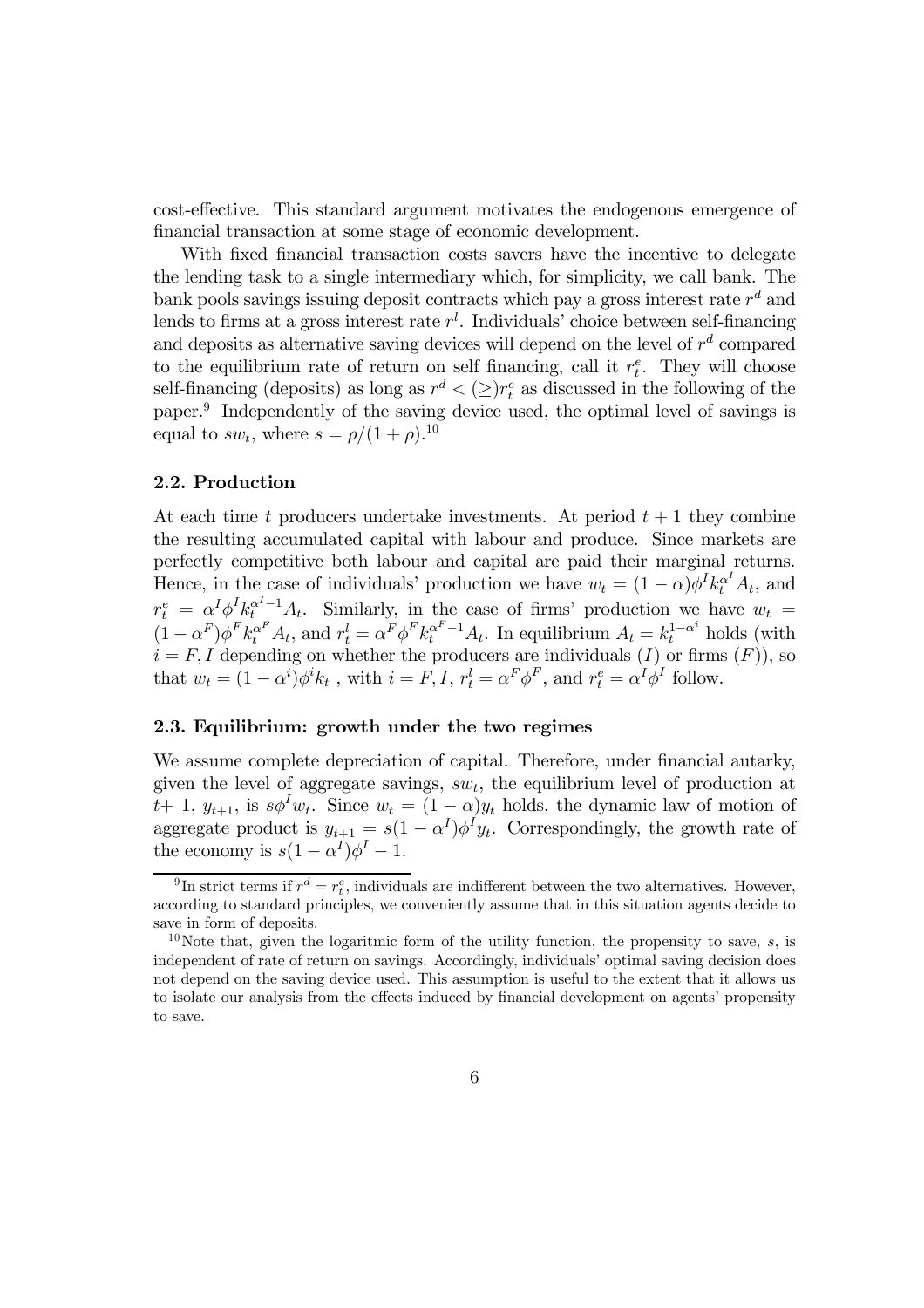cost-effective. This standard argument motivates the endogenous emergence of financial transaction at some stage of economic development.

With fixed financial transaction costs savers have the incentive to delegate the lending task to a single intermediary which, for simplicity, we call bank. The bank pools savings issuing deposit contracts which pay a gross interest rate $r^d$ and lends to firms at a gross interest rate $r^l$. Individuals' choice between self-financing and deposits as alternative saving devices will depend on the level of $r^d$ compared to the equilibrium rate of return on self financing, call it $r_t^e$. They will choose self-financing (deposits) as long as $r^d < (\geq) r_t^e$ as discussed in the following of the paper.[9] Independently of the saving device used, the optimal level of savings is equal to $sw_t$, where $s = \rho/(1+\rho)$.[10]

### 2.2. Production

At each time $t$ producers undertake investments. At period $t+1$ they combine the resulting accumulated capital with labour and produce. Since markets are perfectly competitive both labour and capital are paid their marginal returns. Hence, in the case of individuals' production we have $w_t = (1-\alpha)\phi^I k_t^{\alpha^I} A_t$, and $r_t^e = \alpha^I \phi^I k_t^{\alpha^I - 1} A_t$. Similarly, in the case of firms' production we have $w_t = (1-\alpha^F)\phi^F k_t^{\alpha^F} A_t$, and $r_t^l = \alpha^F \phi^F k_t^{\alpha^F - 1} A_t$. In equilibrium $A_t = k_t^{1-\alpha^i}$ holds (with $i = F, I$ depending on whether the producers are individuals ($I$) or firms ($F$)), so that $w_t = (1-\alpha^i)\phi^i k_t$ , with $i = F, I$, $r_t^l = \alpha^F \phi^F$, and $r_t^e = \alpha^I \phi^I$ follow.

### 2.3. Equilibrium: growth under the two regimes

We assume complete depreciation of capital. Therefore, under financial autarky, given the level of aggregate savings, $sw_t$, the equilibrium level of production at $t+1$, $y_{t+1}$, is $s\phi^I w_t$. Since $w_t = (1-\alpha)y_t$ holds, the dynamic law of motion of aggregate product is $y_{t+1} = s(1-\alpha^I)\phi^I y_t$. Correspondingly, the growth rate of the economy is $s(1-\alpha^I)\phi^I - 1$.

---

[9] In strict terms if $r^d = r_t^e$, individuals are indifferent between the two alternatives. However, according to standard principles, we conveniently assume that in this situation agents decide to save in form of deposits.

[10] Note that, given the logaritmic form of the utility function, the propensity to save, $s$, is independent of rate of return on savings. Accordingly, individuals' optimal saving decision does not depend on the saving device used. This assumption is useful to the extent that it allows us to isolate our analysis from the effects induced by financial development on agents' propensity to save.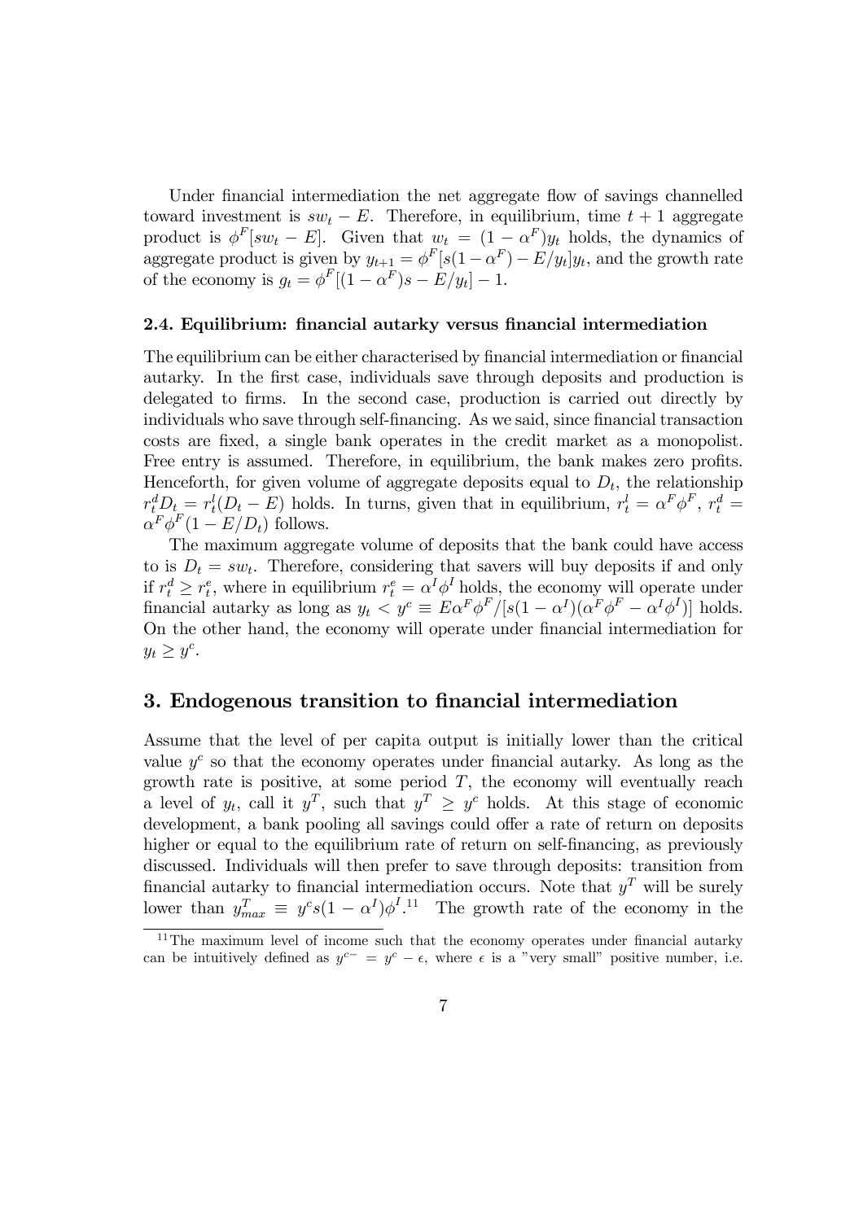Under financial intermediation the net aggregate flow of savings channelled toward investment is $sw_t - E$. Therefore, in equilibrium, time $t+1$ aggregate product is $\phi^F[sw_t - E]$. Given that $w_t = (1-\alpha^F)y_t$ holds, the dynamics of aggregate product is given by $y_{t+1} = \phi^F[s(1-\alpha^F) - E/y_t]y_t$, and the growth rate of the economy is $g_t = \phi^F[(1-\alpha^F)s - E/y_t] - 1$.

### 2.4. Equilibrium: financial autarky versus financial intermediation

The equilibrium can be either characterised by financial intermediation or financial autarky. In the first case, individuals save through deposits and production is delegated to firms. In the second case, production is carried out directly by individuals who save through self-financing. As we said, since financial transaction costs are fixed, a single bank operates in the credit market as a monopolist. Free entry is assumed. Therefore, in equilibrium, the bank makes zero profits. Henceforth, for given volume of aggregate deposits equal to $D_t$, the relationship $r_t^d D_t = r_t^l(D_t - E)$ holds. In turns, given that in equilibrium, $r_t^l = \alpha^F\phi^F$, $r_t^d = \alpha^F\phi^F(1 - E/D_t)$ follows.

The maximum aggregate volume of deposits that the bank could have access to is $D_t = sw_t$. Therefore, considering that savers will buy deposits if and only if $r_t^d \geq r_t^e$, where in equilibrium $r_t^e = \alpha^I\phi^I$ holds, the economy will operate under financial autarky as long as $y_t < y^c \equiv E\alpha^F\phi^F/[s(1-\alpha^I)(\alpha^F\phi^F - \alpha^I\phi^I)]$ holds. On the other hand, the economy will operate under financial intermediation for $y_t \geq y^c$.

## 3. Endogenous transition to financial intermediation

Assume that the level of per capita output is initially lower than the critical value $y^c$ so that the economy operates under financial autarky. As long as the growth rate is positive, at some period $T$, the economy will eventually reach a level of $y_t$, call it $y^T$, such that $y^T \geq y^c$ holds. At this stage of economic development, a bank pooling all savings could offer a rate of return on deposits higher or equal to the equilibrium rate of return on self-financing, as previously discussed. Individuals will then prefer to save through deposits: transition from financial autarky to financial intermediation occurs. Note that $y^T$ will be surely lower than $y^T_{max} \equiv y^c s(1-\alpha^I)\phi^I$.[11] The growth rate of the economy in the

[11] The maximum level of income such that the economy operates under financial autarky can be intuitively defined as $y^{c-} = y^c - \epsilon$, where $\epsilon$ is a "very small" positive number, i.e.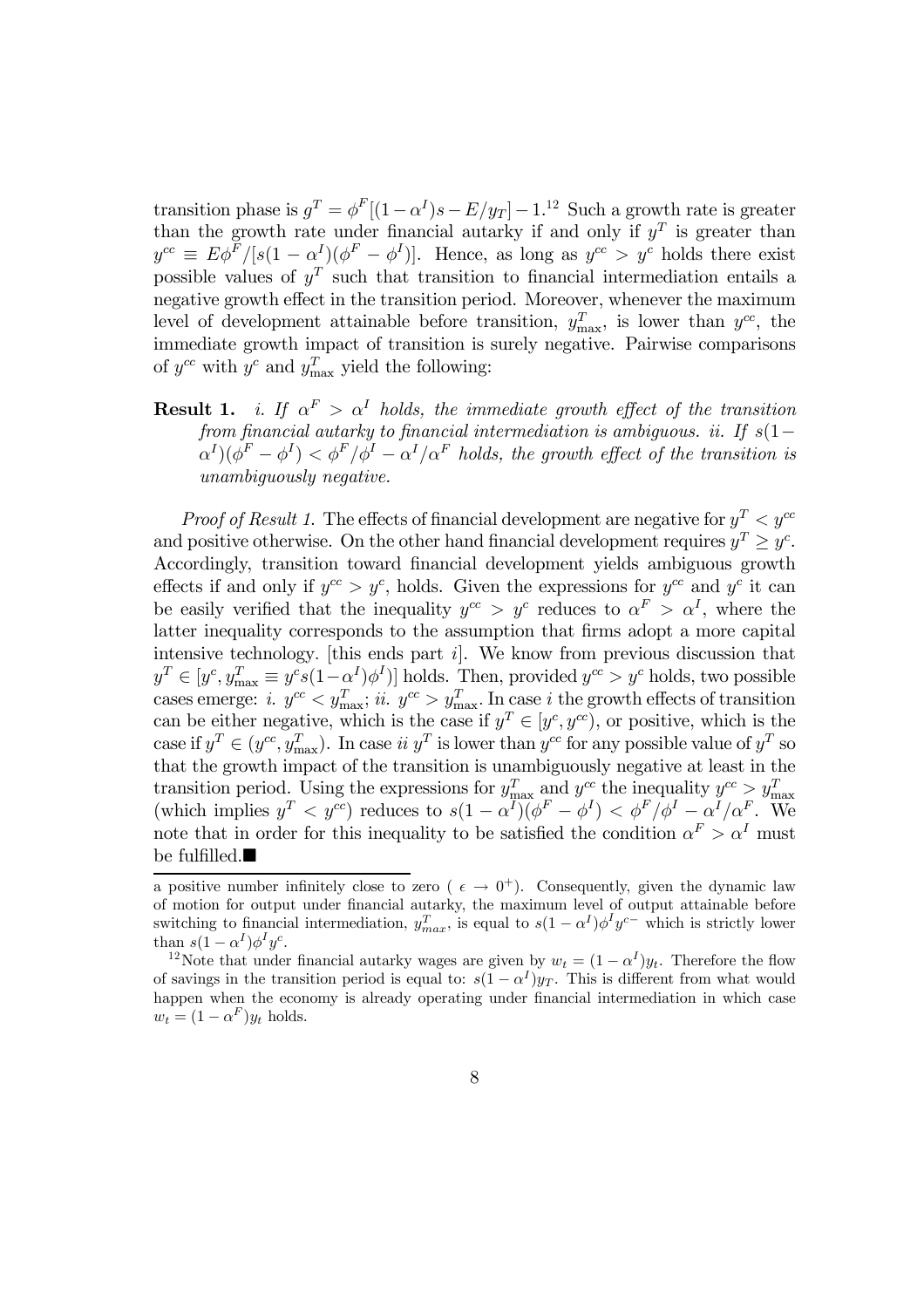transition phase is $g^T = \phi^F[(1-\alpha^I)s - E/y_T] - 1$.[12] Such a growth rate is greater than the growth rate under financial autarky if and only if $y^T$ is greater than $y^{cc} \equiv E\phi^F/[s(1-\alpha^I)(\phi^F - \phi^I)]$. Hence, as long as $y^{cc} > y^c$ holds there exist possible values of $y^T$ such that transition to financial intermediation entails a negative growth effect in the transition period. Moreover, whenever the maximum level of development attainable before transition, $y^T_{\max}$, is lower than $y^{cc}$, the immediate growth impact of transition is surely negative. Pairwise comparisons of $y^{cc}$ with $y^c$ and $y^T_{\max}$ yield the following:

**Result 1.** *i. If $\alpha^F > \alpha^I$ holds, the immediate growth effect of the transition from financial autarky to financial intermediation is ambiguous. ii. If $s(1-\alpha^I)(\phi^F - \phi^I) < \phi^F/\phi^I - \alpha^I/\alpha^F$ holds, the growth effect of the transition is unambiguously negative.*

*Proof of Result 1.* The effects of financial development are negative for $y^T < y^{cc}$ and positive otherwise. On the other hand financial development requires $y^T \geq y^c$. Accordingly, transition toward financial development yields ambiguous growth effects if and only if $y^{cc} > y^c$, holds. Given the expressions for $y^{cc}$ and $y^c$ it can be easily verified that the inequality $y^{cc} > y^c$ reduces to $\alpha^F > \alpha^I$, where the latter inequality corresponds to the assumption that firms adopt a more capital intensive technology. [this ends part *i*]. We know from previous discussion that $y^T \in [y^c, y^T_{\max} \equiv y^c s(1-\alpha^I)\phi^I)]$ holds. Then, provided $y^{cc} > y^c$ holds, two possible cases emerge: *i.* $y^{cc} < y^T_{\max}$; *ii.* $y^{cc} > y^T_{\max}$. In case *i* the growth effects of transition can be either negative, which is the case if $y^T \in [y^c, y^{cc})$, or positive, which is the case if $y^T \in (y^{cc}, y^T_{\max})$. In case *ii* $y^T$ is lower than $y^{cc}$ for any possible value of $y^T$ so that the growth impact of the transition is unambiguously negative at least in the transition period. Using the expressions for $y^T_{\max}$ and $y^{cc}$ the inequality $y^{cc} > y^T_{\max}$ (which implies $y^T < y^{cc}$) reduces to $s(1-\alpha^I)(\phi^F - \phi^I) < \phi^F/\phi^I - \alpha^I/\alpha^F$. We note that in order for this inequality to be satisfied the condition $\alpha^F > \alpha^I$ must be fulfilled.■

---

a positive number infinitely close to zero ( $\epsilon \to 0^+$). Consequently, given the dynamic law of motion for output under financial autarky, the maximum level of output attainable before switching to financial intermediation, $y^T_{max}$, is equal to $s(1-\alpha^I)\phi^I y^{c-}$ which is strictly lower than $s(1-\alpha^I)\phi^I y^c$.

[12] Note that under financial autarky wages are given by $w_t = (1-\alpha^I)y_t$. Therefore the flow of savings in the transition period is equal to: $s(1-\alpha^I)y_T$. This is different from what would happen when the economy is already operating under financial intermediation in which case $w_t = (1-\alpha^F)y_t$ holds.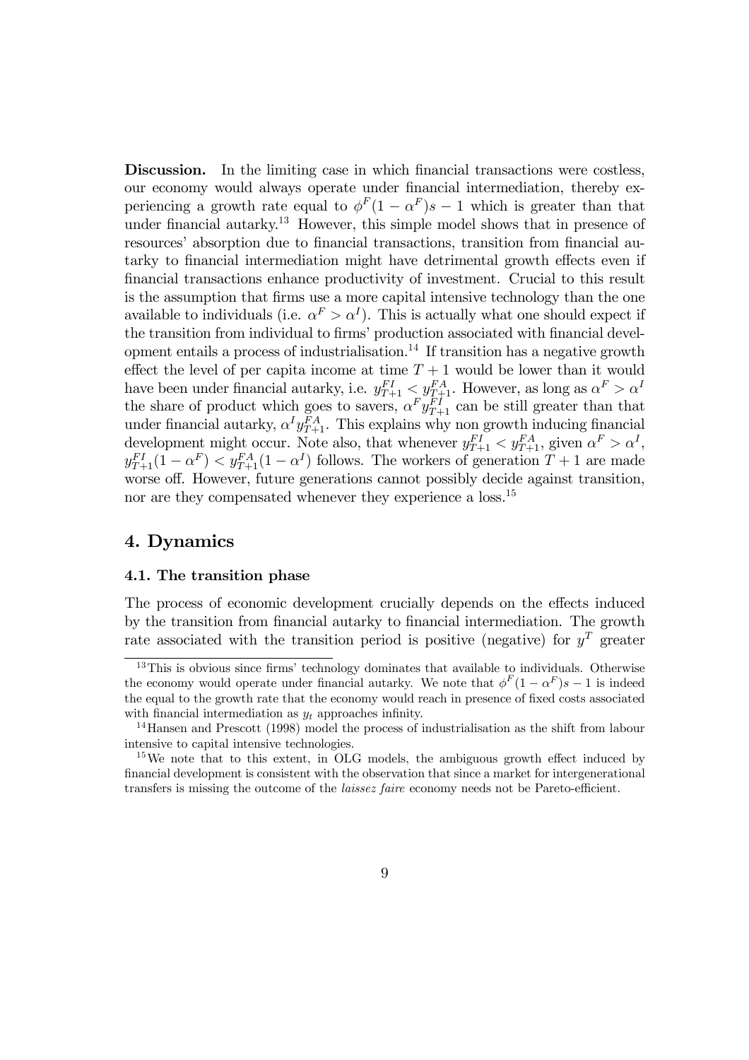**Discussion.** In the limiting case in which financial transactions were costless, our economy would always operate under financial intermediation, thereby experiencing a growth rate equal to $\phi^F(1-\alpha^F)s-1$ which is greater than that under financial autarky.[13] However, this simple model shows that in presence of resources' absorption due to financial transactions, transition from financial autarky to financial intermediation might have detrimental growth effects even if financial transactions enhance productivity of investment. Crucial to this result is the assumption that firms use a more capital intensive technology than the one available to individuals (i.e. $\alpha^F > \alpha^I$). This is actually what one should expect if the transition from individual to firms' production associated with financial development entails a process of industrialisation.[14] If transition has a negative growth effect the level of per capita income at time $T+1$ would be lower than it would have been under financial autarky, i.e. $y^{FI}_{T+1} < y^{FA}_{T+1}$. However, as long as $\alpha^F > \alpha^I$ the share of product which goes to savers, $\alpha^F y^{FI}_{T+1}$ can be still greater than that under financial autarky, $\alpha^I y^{FA}_{T+1}$. This explains why non growth inducing financial development might occur. Note also, that whenever $y^{FI}_{T+1} < y^{FA}_{T+1}$, given $\alpha^F > \alpha^I$, $y^{FI}_{T+1}(1-\alpha^F) < y^{FA}_{T+1}(1-\alpha^I)$ follows. The workers of generation $T+1$ are made worse off. However, future generations cannot possibly decide against transition, nor are they compensated whenever they experience a loss.[15]

## 4. Dynamics

### 4.1. The transition phase

The process of economic development crucially depends on the effects induced by the transition from financial autarky to financial intermediation. The growth rate associated with the transition period is positive (negative) for $y^T$ greater

---

[13] This is obvious since firms' technology dominates that available to individuals. Otherwise the economy would operate under financial autarky. We note that $\phi^F(1-\alpha^F)s-1$ is indeed the equal to the growth rate that the economy would reach in presence of fixed costs associated with financial intermediation as $y_t$ approaches infinity.

[14] Hansen and Prescott (1998) model the process of industrialisation as the shift from labour intensive to capital intensive technologies.

[15] We note that to this extent, in OLG models, the ambiguous growth effect induced by financial development is consistent with the observation that since a market for intergenerational transfers is missing the outcome of the *laissez faire* economy needs not be Pareto-efficient.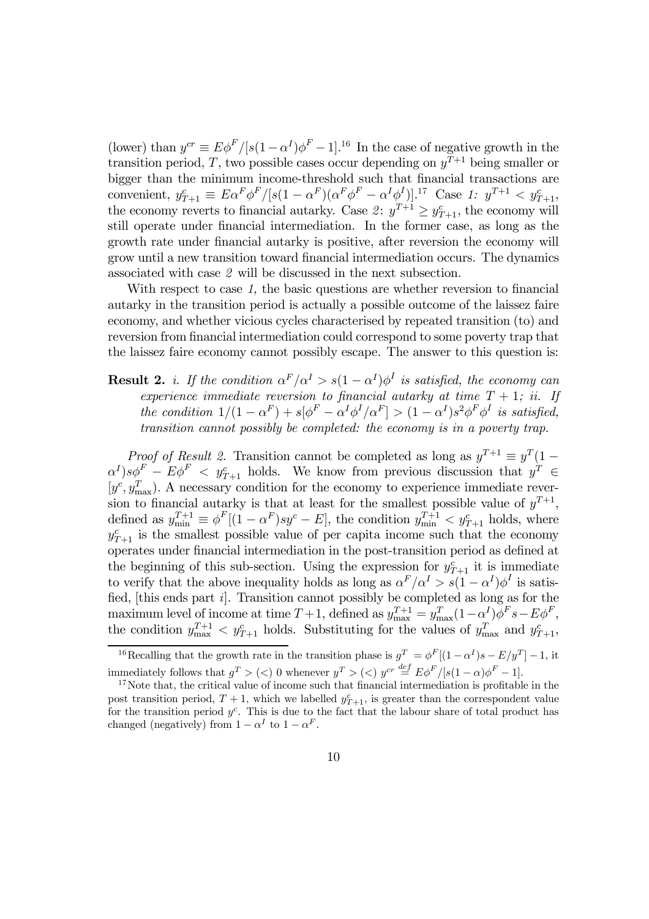(lower) than $y^{cr} \equiv E\phi^F/[s(1-\alpha^I)\phi^F - 1]$.[16] In the case of negative growth in the transition period, $T$, two possible cases occur depending on $y^{T+1}$ being smaller or bigger than the minimum income-threshold such that financial transactions are convenient, $y^c_{T+1} \equiv E\alpha^F\phi^F/[s(1-\alpha^F)(\alpha^F\phi^F - \alpha^I\phi^I)]$.[17] Case *1:* $y^{T+1} < y^c_{T+1}$, the economy reverts to financial autarky. Case *2:* $y^{T+1} \geq y^c_{T+1}$, the economy will still operate under financial intermediation. In the former case, as long as the growth rate under financial autarky is positive, after reversion the economy will grow until a new transition toward financial intermediation occurs. The dynamics associated with case *2* will be discussed in the next subsection.

With respect to case *1,* the basic questions are whether reversion to financial autarky in the transition period is actually a possible outcome of the laissez faire economy, and whether vicious cycles characterised by repeated transition (to) and reversion from financial intermediation could correspond to some poverty trap that the laissez faire economy cannot possibly escape. The answer to this question is:

**Result 2.** *i. If the condition $\alpha^F/\alpha^I > s(1-\alpha^I)\phi^I$ is satisfied, the economy can experience immediate reversion to financial autarky at time $T+1$; ii. If the condition $1/(1-\alpha^F) + s[\phi^F - \alpha^I\phi^I/\alpha^F] > (1-\alpha^I)s^2\phi^F\phi^I$ is satisfied, transition cannot possibly be completed: the economy is in a poverty trap.*

*Proof of Result 2.* Transition cannot be completed as long as $y^{T+1} \equiv y^T(1-\alpha^I)s\phi^F - E\phi^F < y^c_{T+1}$ holds. We know from previous discussion that $y^T \in [y^c, y^T_{\max})$. A necessary condition for the economy to experience immediate reversion to financial autarky is that at least for the smallest possible value of $y^{T+1}$, defined as $y^{T+1}_{\min} \equiv \phi^F[(1-\alpha^F)sy^c - E]$, the condition $y^{T+1}_{\min} < y^c_{T+1}$ holds, where $y^c_{T+1}$ is the smallest possible value of per capita income such that the economy operates under financial intermediation in the post-transition period as defined at the beginning of this sub-section. Using the expression for $y^c_{T+1}$ it is immediate to verify that the above inequality holds as long as $\alpha^F/\alpha^I > s(1-\alpha^I)\phi^I$ is satisfied, [this ends part *i*]. Transition cannot possibly be completed as long as for the maximum level of income at time $T+1$, defined as $y^{T+1}_{\max} = y^T_{\max}(1-\alpha^I)\phi^F s - E\phi^F$, the condition $y^{T+1}_{\max} < y^c_{T+1}$ holds. Substituting for the values of $y^T_{\max}$ and $y^c_{T+1}$,

[16] Recalling that the growth rate in the transition phase is $g^T = \phi^F[(1-\alpha^I)s - E/y^T] - 1$, it immediately follows that $g^T > (<)\ 0$ whenever $y^T > (<)\ y^{cr} \stackrel{def}{=} E\phi^F/[s(1-\alpha)\phi^F - 1]$.

[17] Note that, the critical value of income such that financial intermediation is profitable in the post transition period, $T+1$, which we labelled $y^c_{T+1}$, is greater than the correspondent value for the transition period $y^c$. This is due to the fact that the labour share of total product has changed (negatively) from $1-\alpha^I$ to $1-\alpha^F$.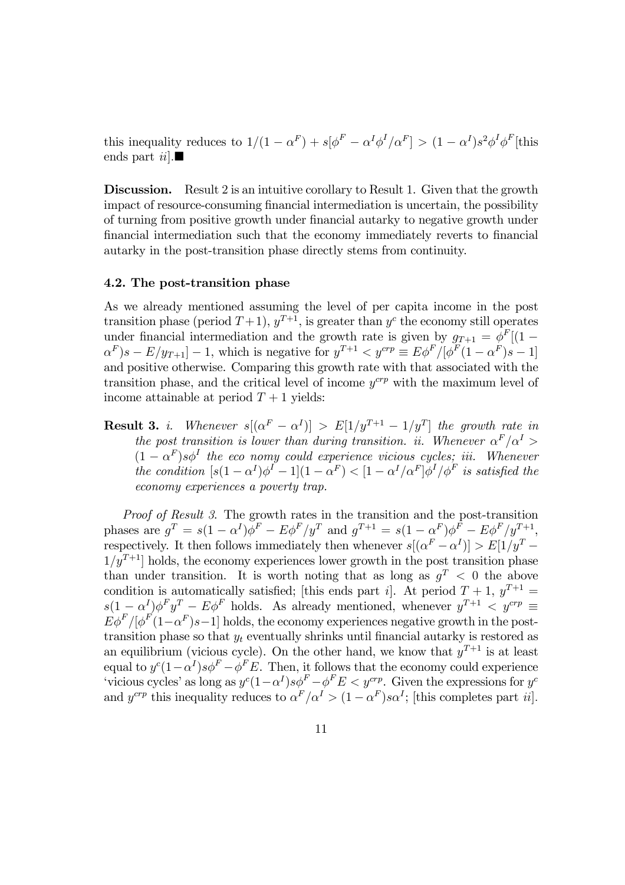this inequality reduces to $1/(1-\alpha^F) + s[\phi^F - \alpha^I\phi^I/\alpha^F] > (1-\alpha^I)s^2\phi^I\phi^F$[this ends part *ii*].■

**Discussion.** Result 2 is an intuitive corollary to Result 1. Given that the growth impact of resource-consuming financial intermediation is uncertain, the possibility of turning from positive growth under financial autarky to negative growth under financial intermediation such that the economy immediately reverts to financial autarky in the post-transition phase directly stems from continuity.

### 4.2. The post-transition phase

As we already mentioned assuming the level of per capita income in the post transition phase (period $T+1$), $y^{T+1}$, is greater than $y^c$ the economy still operates under financial intermediation and the growth rate is given by $g_{T+1} = \phi^F[(1-\alpha^F)s - E/y_{T+1}] - 1$, which is negative for $y^{T+1} < y^{crp} \equiv E\phi^F/[\phi^F(1-\alpha^F)s - 1]$ and positive otherwise. Comparing this growth rate with that associated with the transition phase, and the critical level of income $y^{crp}$ with the maximum level of income attainable at period $T+1$ yields:

**Result 3.** *i. Whenever* $s[(\alpha^F - \alpha^I)] > E[1/y^{T+1} - 1/y^T]$ *the growth rate in the post transition is lower than during transition. ii. Whenever* $\alpha^F/\alpha^I > (1-\alpha^F)s\phi^I$ *the eco nomy could experience vicious cycles; iii. Whenever the condition* $[s(1-\alpha^I)\phi^I - 1](1-\alpha^F) < [1-\alpha^I/\alpha^F]\phi^I/\phi^F$ *is satisfied the economy experiences a poverty trap.*

*Proof of Result 3.* The growth rates in the transition and the post-transition phases are $g^T = s(1-\alpha^I)\phi^F - E\phi^F/y^T$ and $g^{T+1} = s(1-\alpha^F)\phi^F - E\phi^F/y^{T+1}$, respectively. It then follows immediately then whenever $s[(\alpha^F - \alpha^I)] > E[1/y^T - 1/y^{T+1}]$ holds, the economy experiences lower growth in the post transition phase than under transition. It is worth noting that as long as $g^T < 0$ the above condition is automatically satisfied; [this ends part *i*]. At period $T+1$, $y^{T+1} = s(1-\alpha^I)\phi^F y^T - E\phi^F$ holds. As already mentioned, whenever $y^{T+1} < y^{crp} \equiv E\phi^F/[\phi^F(1-\alpha^F)s-1]$ holds, the economy experiences negative growth in the post-transition phase so that $y_t$ eventually shrinks until financial autarky is restored as an equilibrium (vicious cycle). On the other hand, we know that $y^{T+1}$ is at least equal to $y^c(1-\alpha^I)s\phi^F - \phi^F E$. Then, it follows that the economy could experience 'vicious cycles' as long as $y^c(1-\alpha^I)s\phi^F - \phi^F E < y^{crp}$. Given the expressions for $y^c$ and $y^{crp}$ this inequality reduces to $\alpha^F/\alpha^I > (1-\alpha^F)s\alpha^I$; [this completes part *ii*].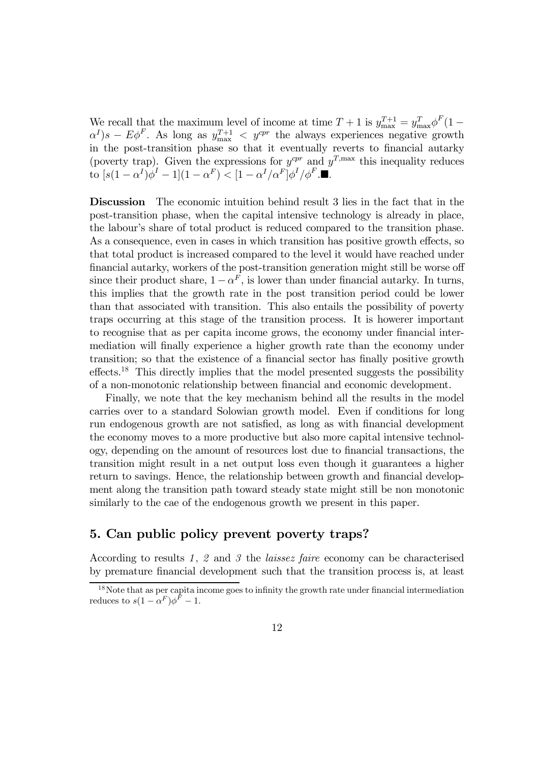We recall that the maximum level of income at time $T+1$ is $y^{T+1}_{\max} = y^{T}_{\max}\phi^{F}(1-\alpha^{I})s - E\phi^{F}$. As long as $y^{T+1}_{\max} < y^{cpr}$ the always experiences negative growth in the post-transition phase so that it eventually reverts to financial autarky (poverty trap). Given the expressions for $y^{cpr}$ and $y^{T,\max}$ this inequality reduces to $[s(1-\alpha^{I})\phi^{I} - 1](1-\alpha^{F}) < [1 - \alpha^{I}/\alpha^{F}]\phi^{I}/\phi^{F}$.■.

**Discussion** The economic intuition behind result 3 lies in the fact that in the post-transition phase, when the capital intensive technology is already in place, the labour's share of total product is reduced compared to the transition phase. As a consequence, even in cases in which transition has positive growth effects, so that total product is increased compared to the level it would have reached under financial autarky, workers of the post-transition generation might still be worse off since their product share, $1-\alpha^{F}$, is lower than under financial autarky. In turns, this implies that the growth rate in the post transition period could be lower than that associated with transition. This also entails the possibility of poverty traps occurring at this stage of the transition process. It is howerer important to recognise that as per capita income grows, the economy under financial intermediation will finally experience a higher growth rate than the economy under transition; so that the existence of a financial sector has finally positive growth effects.[18] This directly implies that the model presented suggests the possibility of a non-monotonic relationship between financial and economic development.

Finally, we note that the key mechanism behind all the results in the model carries over to a standard Solowian growth model. Even if conditions for long run endogenous growth are not satisfied, as long as with financial development the economy moves to a more productive but also more capital intensive technology, depending on the amount of resources lost due to financial transactions, the transition might result in a net output loss even though it guarantees a higher return to savings. Hence, the relationship between growth and financial development along the transition path toward steady state might still be non monotonic similarly to the cae of the endogenous growth we present in this paper.

## 5. Can public policy prevent poverty traps?

According to results *1*, *2* and *3* the *laissez faire* economy can be characterised by premature financial development such that the transition process is, at least

[18] Note that as per capita income goes to infinity the growth rate under financial intermediation reduces to $s(1-\alpha^{F})\phi^{F} - 1$.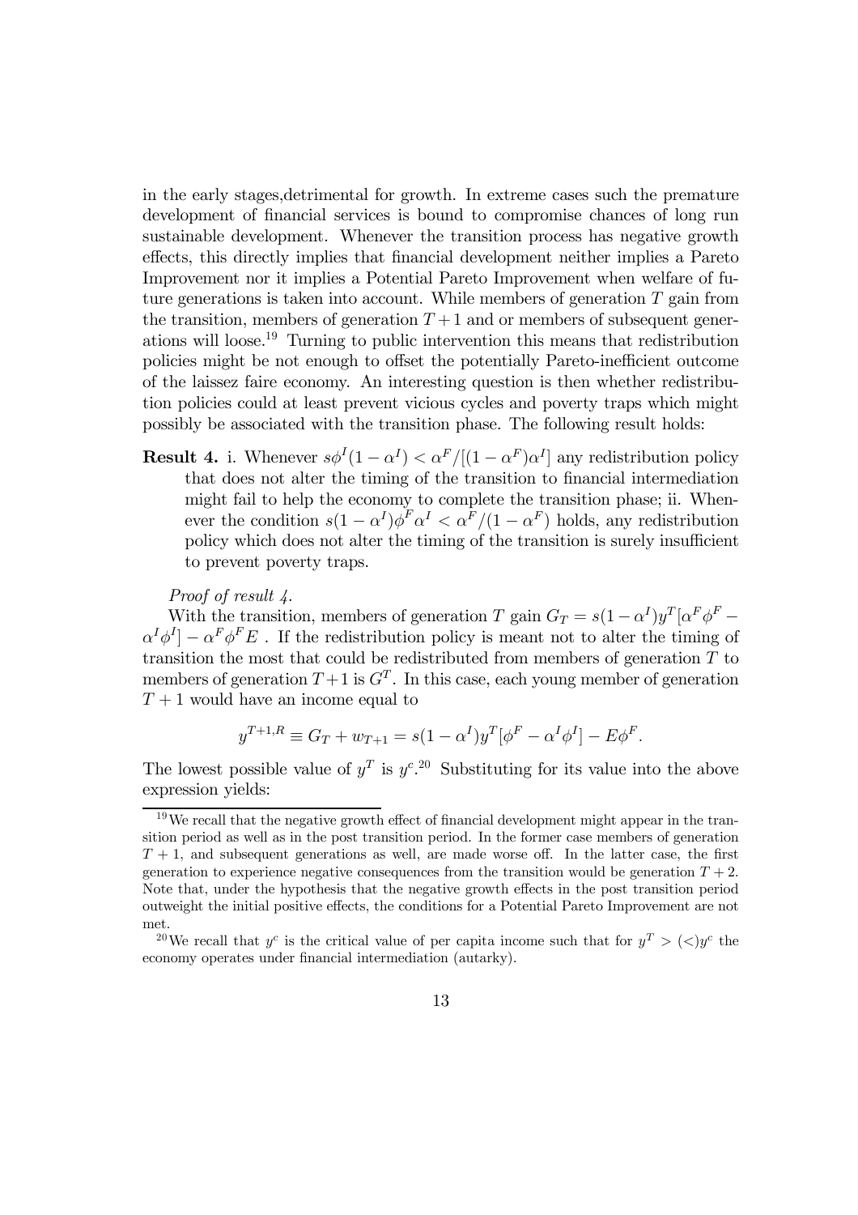in the early stages,detrimental for growth. In extreme cases such the premature development of financial services is bound to compromise chances of long run sustainable development. Whenever the transition process has negative growth effects, this directly implies that financial development neither implies a Pareto Improvement nor it implies a Potential Pareto Improvement when welfare of future generations is taken into account. While members of generation $T$ gain from the transition, members of generation $T+1$ and or members of subsequent generations will loose.[19] Turning to public intervention this means that redistribution policies might be not enough to offset the potentially Pareto-inefficient outcome of the laissez faire economy. An interesting question is then whether redistribution policies could at least prevent vicious cycles and poverty traps which might possibly be associated with the transition phase. The following result holds:

**Result 4.** i. Whenever $s\phi^I(1-\alpha^I) < \alpha^F/[(1-\alpha^F)\alpha^I]$ any redistribution policy that does not alter the timing of the transition to financial intermediation might fail to help the economy to complete the transition phase; ii. Whenever the condition $s(1-\alpha^I)\phi^F\alpha^I < \alpha^F/(1-\alpha^F)$ holds, any redistribution policy which does not alter the timing of the transition is surely insufficient to prevent poverty traps.

*Proof of result 4.*

With the transition, members of generation $T$ gain $G_T = s(1-\alpha^I)y^T[\alpha^F\phi^F - \alpha^I\phi^I] - \alpha^F\phi^F E$ . If the redistribution policy is meant not to alter the timing of transition the most that could be redistributed from members of generation $T$ to members of generation $T+1$ is $G^T$. In this case, each young member of generation $T+1$ would have an income equal to

$$y^{T+1,R} \equiv G_T + w_{T+1} = s(1-\alpha^I)y^T[\phi^F - \alpha^I\phi^I] - E\phi^F.$$

The lowest possible value of $y^T$ is $y^c$.[20] Substituting for its value into the above expression yields:

[19] We recall that the negative growth effect of financial development might appear in the transition period as well as in the post transition period. In the former case members of generation $T+1$, and subsequent generations as well, are made worse off. In the latter case, the first generation to experience negative consequences from the transition would be generation $T+2$. Note that, under the hypothesis that the negative growth effects in the post transition period outweight the initial positive effects, the conditions for a Potential Pareto Improvement are not met.

[20] We recall that $y^c$ is the critical value of per capita income such that for $y^T > (<) y^c$ the economy operates under financial intermediation (autarky).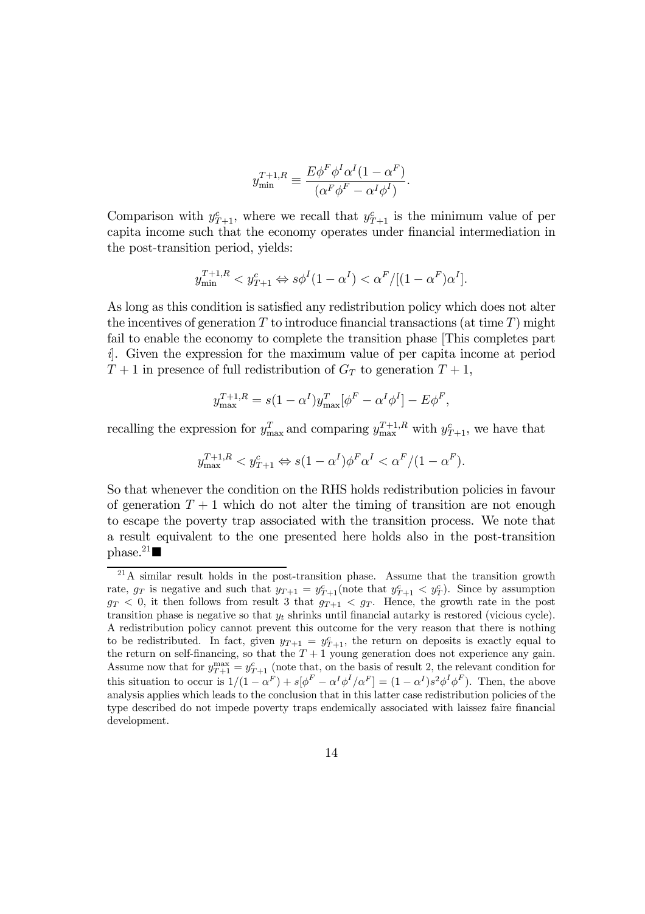$$y_{\min}^{T+1,R} \equiv \frac{E\phi^F \phi^I \alpha^I (1-\alpha^F)}{(\alpha^F \phi^F - \alpha^I \phi^I)}.$$

Comparison with $y_{T+1}^c$, where we recall that $y_{T+1}^c$ is the minimum value of per capita income such that the economy operates under financial intermediation in the post-transition period, yields:

$$y_{\min}^{T+1,R} < y_{T+1}^c \Leftrightarrow s\phi^I(1-\alpha^I) < \alpha^F/[(1-\alpha^F)\alpha^I].$$

As long as this condition is satisfied any redistribution policy which does not alter the incentives of generation $T$ to introduce financial transactions (at time $T$) might fail to enable the economy to complete the transition phase [This completes part *i*]. Given the expression for the maximum value of per capita income at period $T+1$ in presence of full redistribution of $G_T$ to generation $T+1$,

$$y_{\max}^{T+1,R} = s(1-\alpha^I) y_{\max}^T [\phi^F - \alpha^I \phi^I] - E\phi^F,$$

recalling the expression for $y_{\max}^T$ and comparing $y_{\max}^{T+1,R}$ with $y_{T+1}^c$, we have that

$$y_{\max}^{T+1,R} < y_{T+1}^c \Leftrightarrow s(1-\alpha^I)\phi^F \alpha^I < \alpha^F/(1-\alpha^F).$$

So that whenever the condition on the RHS holds redistribution policies in favour of generation $T+1$ which do not alter the timing of transition are not enough to escape the poverty trap associated with the transition process. We note that a result equivalent to the one presented here holds also in the post-transition phase.[21] ■

[21] A similar result holds in the post-transition phase. Assume that the transition growth rate, $g_T$ is negative and such that $y_{T+1} = y_{T+1}^c$(note that $y_{T+1}^c < y_T^c$). Since by assumption $g_T < 0$, it then follows from result 3 that $g_{T+1} < g_T$. Hence, the growth rate in the post transition phase is negative so that $y_t$ shrinks until financial autarky is restored (vicious cycle). A redistribution policy cannot prevent this outcome for the very reason that there is nothing to be redistributed. In fact, given $y_{T+1} = y_{T+1}^c$, the return on deposits is exactly equal to the return on self-financing, so that the $T+1$ young generation does not experience any gain. Assume now that for $y_{T+1}^{\max} = y_{T+1}^c$ (note that, on the basis of result 2, the relevant condition for this situation to occur is $1/(1-\alpha^F) + s[\phi^F - \alpha^I \phi^I/\alpha^F] = (1-\alpha^I)s^2\phi^I\phi^F$). Then, the above analysis applies which leads to the conclusion that in this latter case redistribution policies of the type described do not impede poverty traps endemically associated with laissez faire financial development.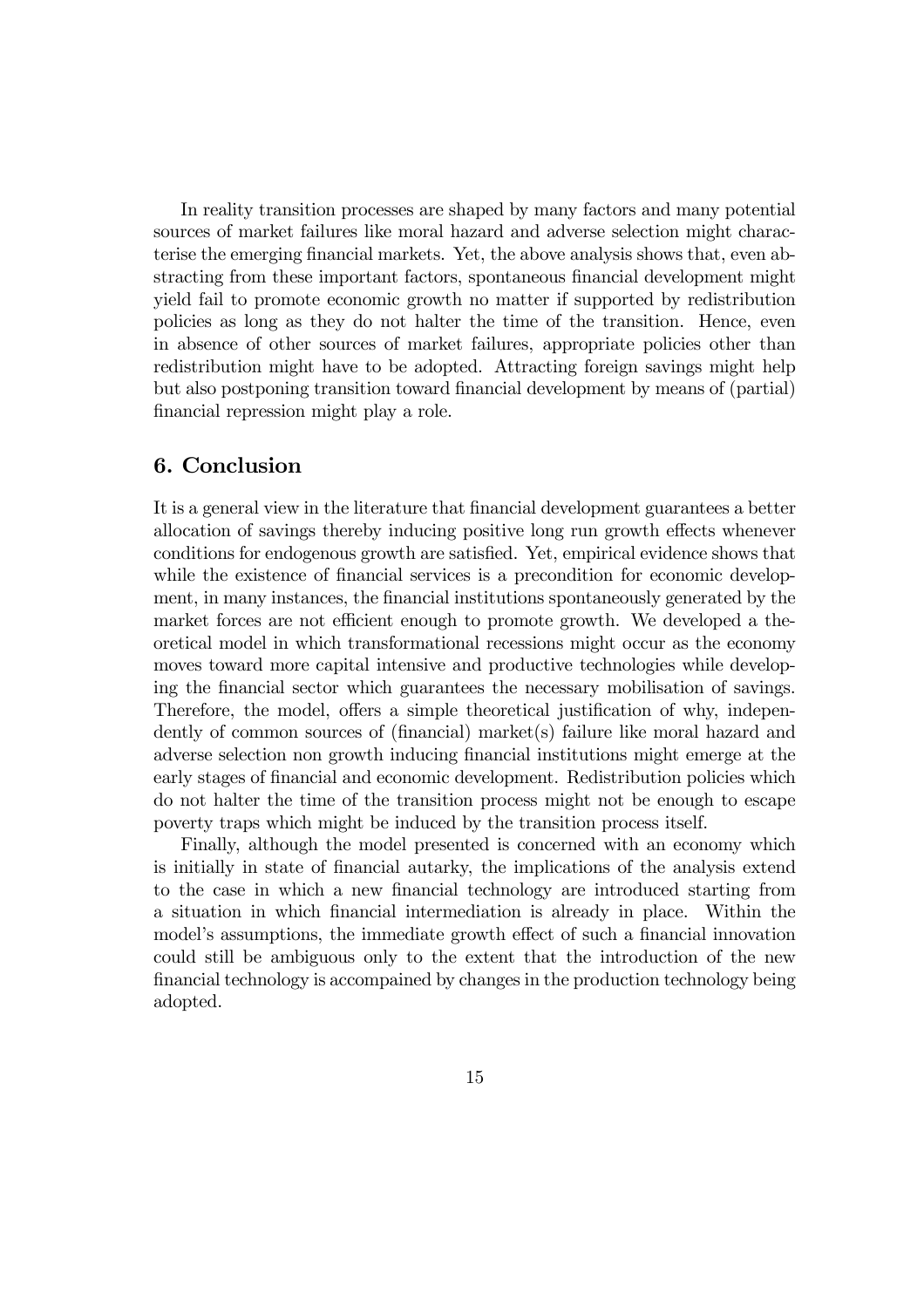In reality transition processes are shaped by many factors and many potential sources of market failures like moral hazard and adverse selection might characterise the emerging financial markets. Yet, the above analysis shows that, even abstracting from these important factors, spontaneous financial development might yield fail to promote economic growth no matter if supported by redistribution policies as long as they do not halter the time of the transition. Hence, even in absence of other sources of market failures, appropriate policies other than redistribution might have to be adopted. Attracting foreign savings might help but also postponing transition toward financial development by means of (partial) financial repression might play a role.

## 6. Conclusion

It is a general view in the literature that financial development guarantees a better allocation of savings thereby inducing positive long run growth effects whenever conditions for endogenous growth are satisfied. Yet, empirical evidence shows that while the existence of financial services is a precondition for economic development, in many instances, the financial institutions spontaneously generated by the market forces are not efficient enough to promote growth. We developed a theoretical model in which transformational recessions might occur as the economy moves toward more capital intensive and productive technologies while developing the financial sector which guarantees the necessary mobilisation of savings. Therefore, the model, offers a simple theoretical justification of why, independently of common sources of (financial) market(s) failure like moral hazard and adverse selection non growth inducing financial institutions might emerge at the early stages of financial and economic development. Redistribution policies which do not halter the time of the transition process might not be enough to escape poverty traps which might be induced by the transition process itself.

Finally, although the model presented is concerned with an economy which is initially in state of financial autarky, the implications of the analysis extend to the case in which a new financial technology are introduced starting from a situation in which financial intermediation is already in place. Within the model's assumptions, the immediate growth effect of such a financial innovation could still be ambiguous only to the extent that the introduction of the new financial technology is accompained by changes in the production technology being adopted.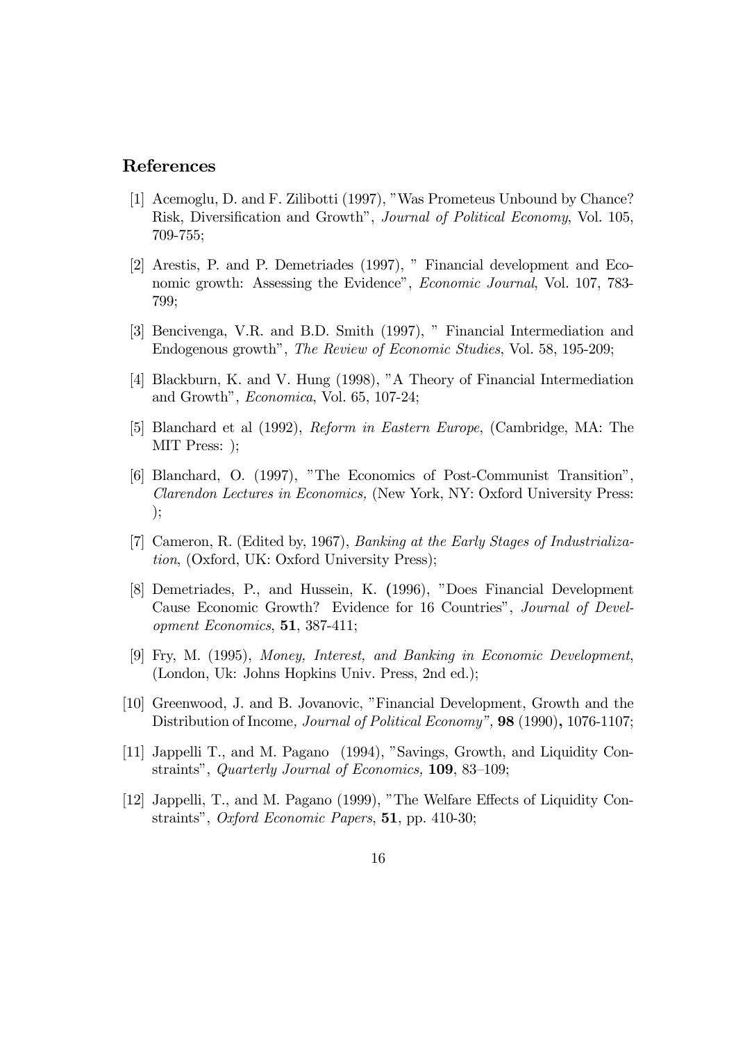## References

[1] Acemoglu, D. and F. Zilibotti (1997), "Was Prometeus Unbound by Chance? Risk, Diversification and Growth", *Journal of Political Economy*, Vol. 105, 709-755;

[2] Arestis, P. and P. Demetriades (1997), " Financial development and Economic growth: Assessing the Evidence", *Economic Journal*, Vol. 107, 783-799;

[3] Bencivenga, V.R. and B.D. Smith (1997), " Financial Intermediation and Endogenous growth", *The Review of Economic Studies*, Vol. 58, 195-209;

[4] Blackburn, K. and V. Hung (1998), "A Theory of Financial Intermediation and Growth", *Economica*, Vol. 65, 107-24;

[5] Blanchard et al (1992), *Reform in Eastern Europe*, (Cambridge, MA: The MIT Press: );

[6] Blanchard, O. (1997), "The Economics of Post-Communist Transition", *Clarendon Lectures in Economics,* (New York, NY: Oxford University Press: );

[7] Cameron, R. (Edited by, 1967), *Banking at the Early Stages of Industrialization*, (Oxford, UK: Oxford University Press);

[8] Demetriades, P., and Hussein, K. (1996), "Does Financial Development Cause Economic Growth? Evidence for 16 Countries", *Journal of Development Economics*, **51**, 387-411;

[9] Fry, M. (1995), *Money, Interest, and Banking in Economic Development*, (London, Uk: Johns Hopkins Univ. Press, 2nd ed.);

[10] Greenwood, J. and B. Jovanovic, "Financial Development, Growth and the Distribution of Income*, Journal of Political Economy",* **98** (1990)**,** 1076-1107;

[11] Jappelli T., and M. Pagano (1994), "Savings, Growth, and Liquidity Constraints", *Quarterly Journal of Economics,* **109**, 83–109;

[12] Jappelli, T., and M. Pagano (1999), "The Welfare Effects of Liquidity Constraints", *Oxford Economic Papers*, **51**, pp. 410-30;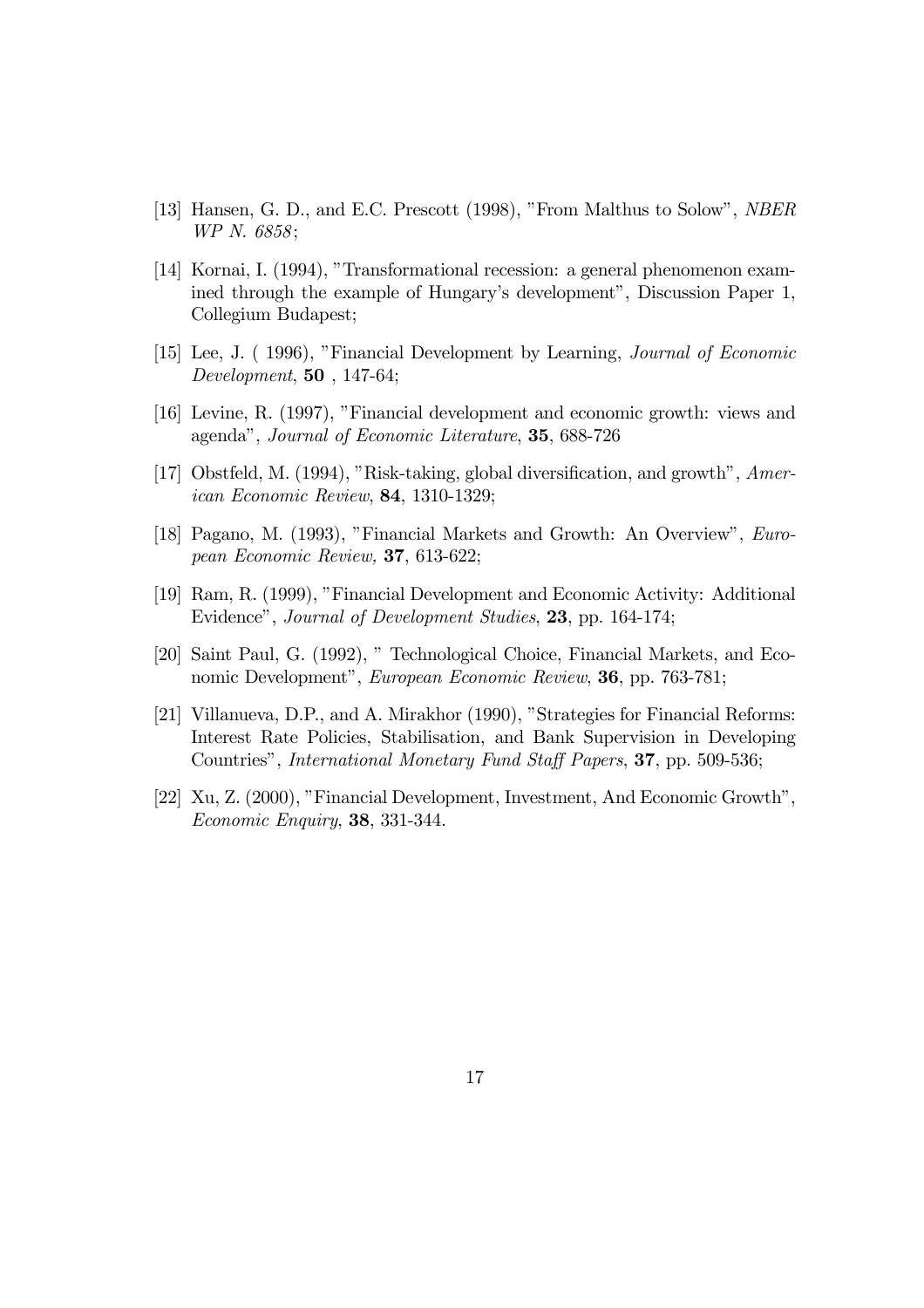[13] Hansen, G. D., and E.C. Prescott (1998), "From Malthus to Solow", *NBER WP N. 6858*;

[14] Kornai, I. (1994), "Transformational recession: a general phenomenon examined through the example of Hungary's development", Discussion Paper 1, Collegium Budapest;

[15] Lee, J. ( 1996), "Financial Development by Learning, *Journal of Economic Development*, **50** , 147-64;

[16] Levine, R. (1997), "Financial development and economic growth: views and agenda", *Journal of Economic Literature*, **35**, 688-726

[17] Obstfeld, M. (1994), "Risk-taking, global diversification, and growth", *American Economic Review*, **84**, 1310-1329;

[18] Pagano, M. (1993), "Financial Markets and Growth: An Overview", *European Economic Review,* **37**, 613-622;

[19] Ram, R. (1999), "Financial Development and Economic Activity: Additional Evidence", *Journal of Development Studies*, **23**, pp. 164-174;

[20] Saint Paul, G. (1992), " Technological Choice, Financial Markets, and Economic Development", *European Economic Review*, **36**, pp. 763-781;

[21] Villanueva, D.P., and A. Mirakhor (1990), "Strategies for Financial Reforms: Interest Rate Policies, Stabilisation, and Bank Supervision in Developing Countries", *International Monetary Fund Staff Papers*, **37**, pp. 509-536;

[22] Xu, Z. (2000), "Financial Development, Investment, And Economic Growth", *Economic Enquiry*, **38**, 331-344.